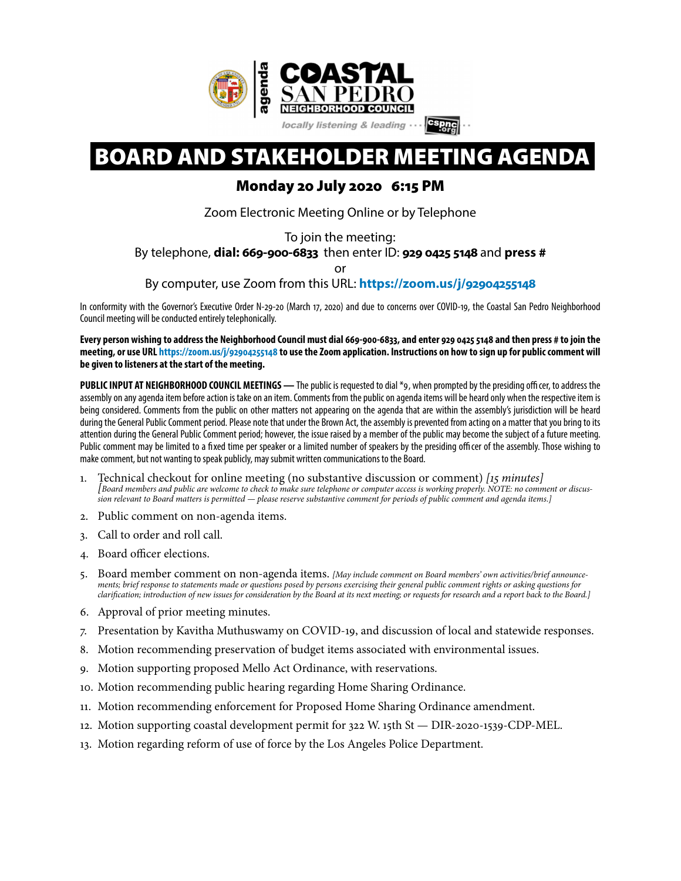agenda

# COASTAL SAN PEDRO NEIGHBORHOOD COUNCIL

locally listening & leading ··· cspnc.org ··

# BOARD AND STAKEHOLDER MEETING AGENDA

## Monday 20 July 2020 6:15 PM

Zoom Electronic Meeting Online or by Telephone

To join the meeting:
By telephone, **dial: 669-900-6833** then enter ID: **929 0425 5148** and **press #**
or
By computer, use Zoom from this URL: **https://zoom.us/j/92904255148**

In conformity with the Governor's Executive Order N-29-20 (March 17, 2020) and due to concerns over COVID-19, the Coastal San Pedro Neighborhood Council meeting will be conducted entirely telephonically.

**Every person wishing to address the Neighborhood Council must dial 669-900-6833, and enter 929 0425 5148 and then press # to join the meeting, or use URL https://zoom.us/j/92904255148 to use the Zoom application. Instructions on how to sign up for public comment will be given to listeners at the start of the meeting.**

**PUBLIC INPUT AT NEIGHBORHOOD COUNCIL MEETINGS —** The public is requested to dial *9, when prompted by the presiding officer, to address the assembly on any agenda item before action is take on an item. Comments from the public on agenda items will be heard only when the respective item is being considered. Comments from the public on other matters not appearing on the agenda that are within the assembly's jurisdiction will be heard during the General Public Comment period. Please note that under the Brown Act, the assembly is prevented from acting on a matter that you bring to its attention during the General Public Comment period; however, the issue raised by a member of the public may become the subject of a future meeting. Public comment may be limited to a fixed time per speaker or a limited number of speakers by the presiding officer of the assembly. Those wishing to make comment, but not wanting to speak publicly, may submit written communications to the Board.

1. Technical checkout for online meeting (no substantive discussion or comment) *[15 minutes]* *[Board members and public are welcome to check to make sure telephone or computer access is working properly. NOTE: no comment or discussion relevant to Board matters is permitted — please reserve substantive comment for periods of public comment and agenda items.]*
2. Public comment on non-agenda items.
3. Call to order and roll call.
4. Board officer elections.
5. Board member comment on non-agenda items. *[May include comment on Board members' own activities/brief announcements; brief response to statements made or questions posed by persons exercising their general public comment rights or asking questions for clarification; introduction of new issues for consideration by the Board at its next meeting; or requests for research and a report back to the Board.]*
6. Approval of prior meeting minutes.
7. Presentation by Kavitha Muthuswamy on COVID-19, and discussion of local and statewide responses.
8. Motion recommending preservation of budget items associated with environmental issues.
9. Motion supporting proposed Mello Act Ordinance, with reservations.
10. Motion recommending public hearing regarding Home Sharing Ordinance.
11. Motion recommending enforcement for Proposed Home Sharing Ordinance amendment.
12. Motion supporting coastal development permit for 322 W. 15th St — DIR-2020-1539-CDP-MEL.
13. Motion regarding reform of use of force by the Los Angeles Police Department.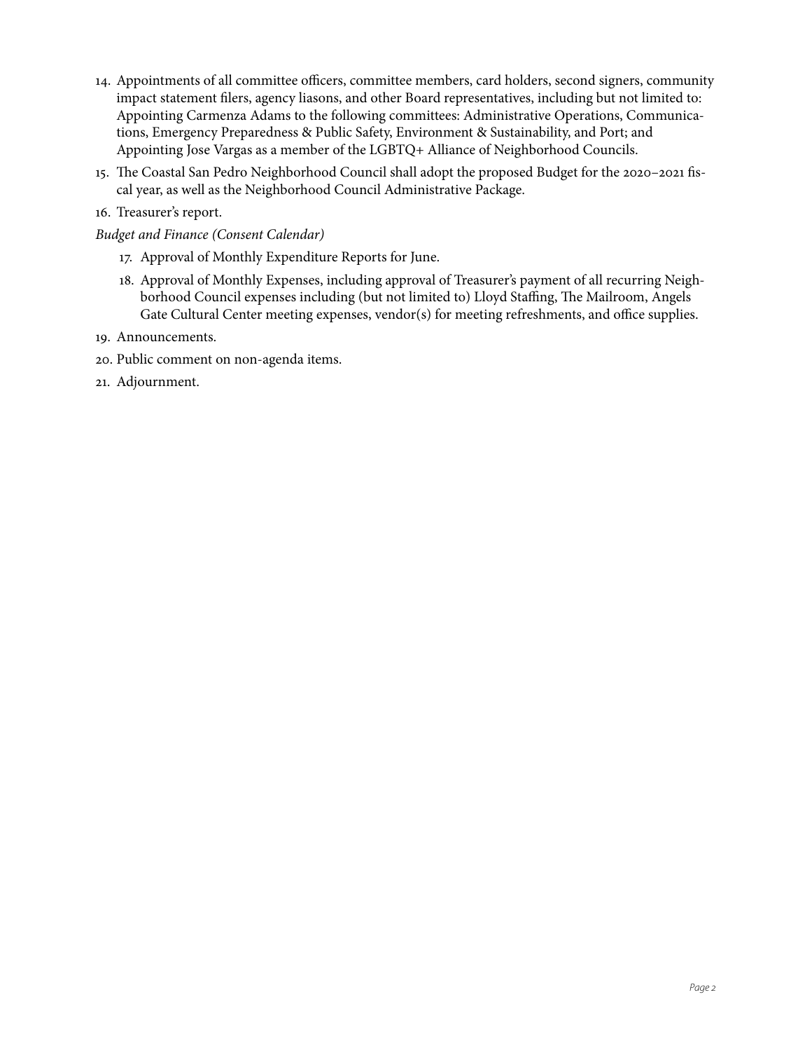14. Appointments of all committee officers, committee members, card holders, second signers, community impact statement filers, agency liasons, and other Board representatives, including but not limited to: Appointing Carmenza Adams to the following committees: Administrative Operations, Communications, Emergency Preparedness & Public Safety, Environment & Sustainability, and Port; and Appointing Jose Vargas as a member of the LGBTQ+ Alliance of Neighborhood Councils.
15. The Coastal San Pedro Neighborhood Council shall adopt the proposed Budget for the 2020–2021 fiscal year, as well as the Neighborhood Council Administrative Package.
16. Treasurer's report.

*Budget and Finance (Consent Calendar)*

17. Approval of Monthly Expenditure Reports for June.
18. Approval of Monthly Expenses, including approval of Treasurer's payment of all recurring Neighborhood Council expenses including (but not limited to) Lloyd Staffing, The Mailroom, Angels Gate Cultural Center meeting expenses, vendor(s) for meeting refreshments, and office supplies.
19. Announcements.
20. Public comment on non-agenda items.
21. Adjournment.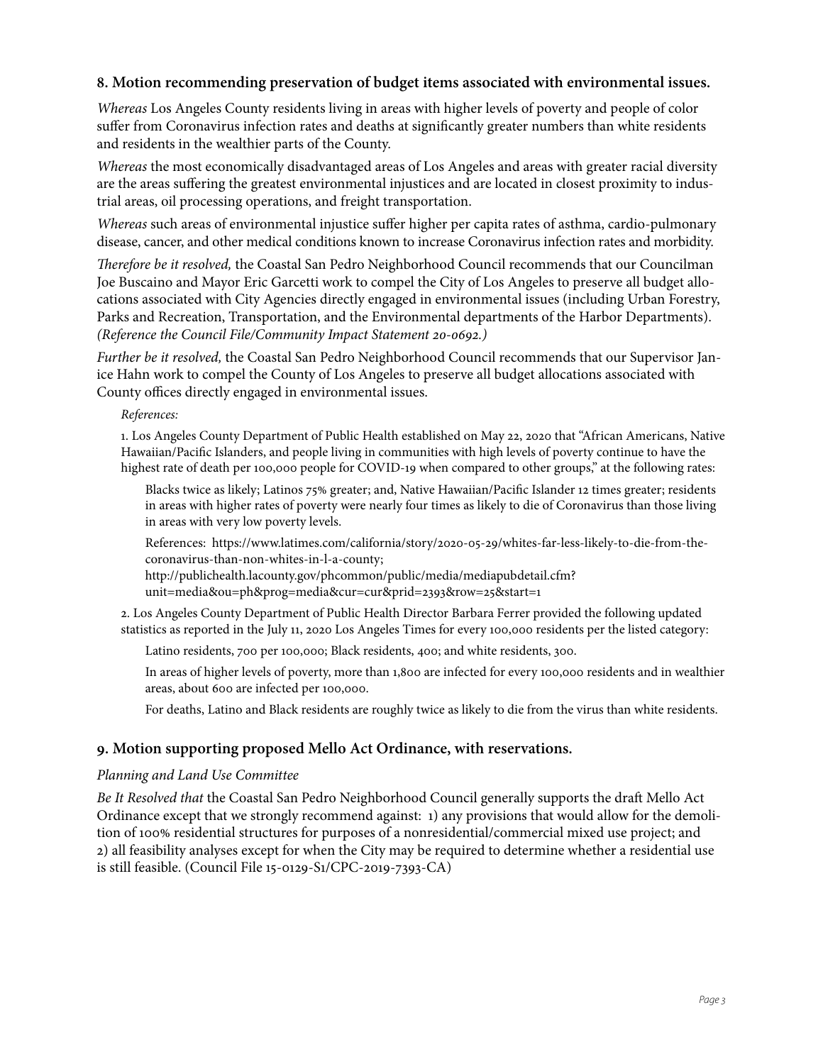### 8. Motion recommending preservation of budget items associated with environmental issues.

*Whereas* Los Angeles County residents living in areas with higher levels of poverty and people of color suffer from Coronavirus infection rates and deaths at significantly greater numbers than white residents and residents in the wealthier parts of the County.

*Whereas* the most economically disadvantaged areas of Los Angeles and areas with greater racial diversity are the areas suffering the greatest environmental injustices and are located in closest proximity to industrial areas, oil processing operations, and freight transportation.

*Whereas* such areas of environmental injustice suffer higher per capita rates of asthma, cardio-pulmonary disease, cancer, and other medical conditions known to increase Coronavirus infection rates and morbidity.

*Therefore be it resolved,* the Coastal San Pedro Neighborhood Council recommends that our Councilman Joe Buscaino and Mayor Eric Garcetti work to compel the City of Los Angeles to preserve all budget allocations associated with City Agencies directly engaged in environmental issues (including Urban Forestry, Parks and Recreation, Transportation, and the Environmental departments of the Harbor Departments). *(Reference the Council File/Community Impact Statement 20-0692.)*

*Further be it resolved,* the Coastal San Pedro Neighborhood Council recommends that our Supervisor Janice Hahn work to compel the County of Los Angeles to preserve all budget allocations associated with County offices directly engaged in environmental issues.

*References:*

1. Los Angeles County Department of Public Health established on May 22, 2020 that "African Americans, Native Hawaiian/Pacific Islanders, and people living in communities with high levels of poverty continue to have the highest rate of death per 100,000 people for COVID-19 when compared to other groups," at the following rates:

   Blacks twice as likely; Latinos 75% greater; and, Native Hawaiian/Pacific Islander 12 times greater; residents in areas with higher rates of poverty were nearly four times as likely to die of Coronavirus than those living in areas with very low poverty levels.

   References: https://www.latimes.com/california/story/2020-05-29/whites-far-less-likely-to-die-from-the-coronavirus-than-non-whites-in-l-a-county;
   http://publichealth.lacounty.gov/phcommon/public/media/mediapubdetail.cfm?unit=media&ou=ph&prog=media&cur=cur&prid=2393&row=25&start=1

2. Los Angeles County Department of Public Health Director Barbara Ferrer provided the following updated statistics as reported in the July 11, 2020 Los Angeles Times for every 100,000 residents per the listed category:

   Latino residents, 700 per 100,000; Black residents, 400; and white residents, 300.

   In areas of higher levels of poverty, more than 1,800 are infected for every 100,000 residents and in wealthier areas, about 600 are infected per 100,000.

   For deaths, Latino and Black residents are roughly twice as likely to die from the virus than white residents.

### 9. Motion supporting proposed Mello Act Ordinance, with reservations.

*Planning and Land Use Committee*

*Be It Resolved that* the Coastal San Pedro Neighborhood Council generally supports the draft Mello Act Ordinance except that we strongly recommend against: 1) any provisions that would allow for the demolition of 100% residential structures for purposes of a nonresidential/commercial mixed use project; and 2) all feasibility analyses except for when the City may be required to determine whether a residential use is still feasible. (Council File 15-0129-S1/CPC-2019-7393-CA)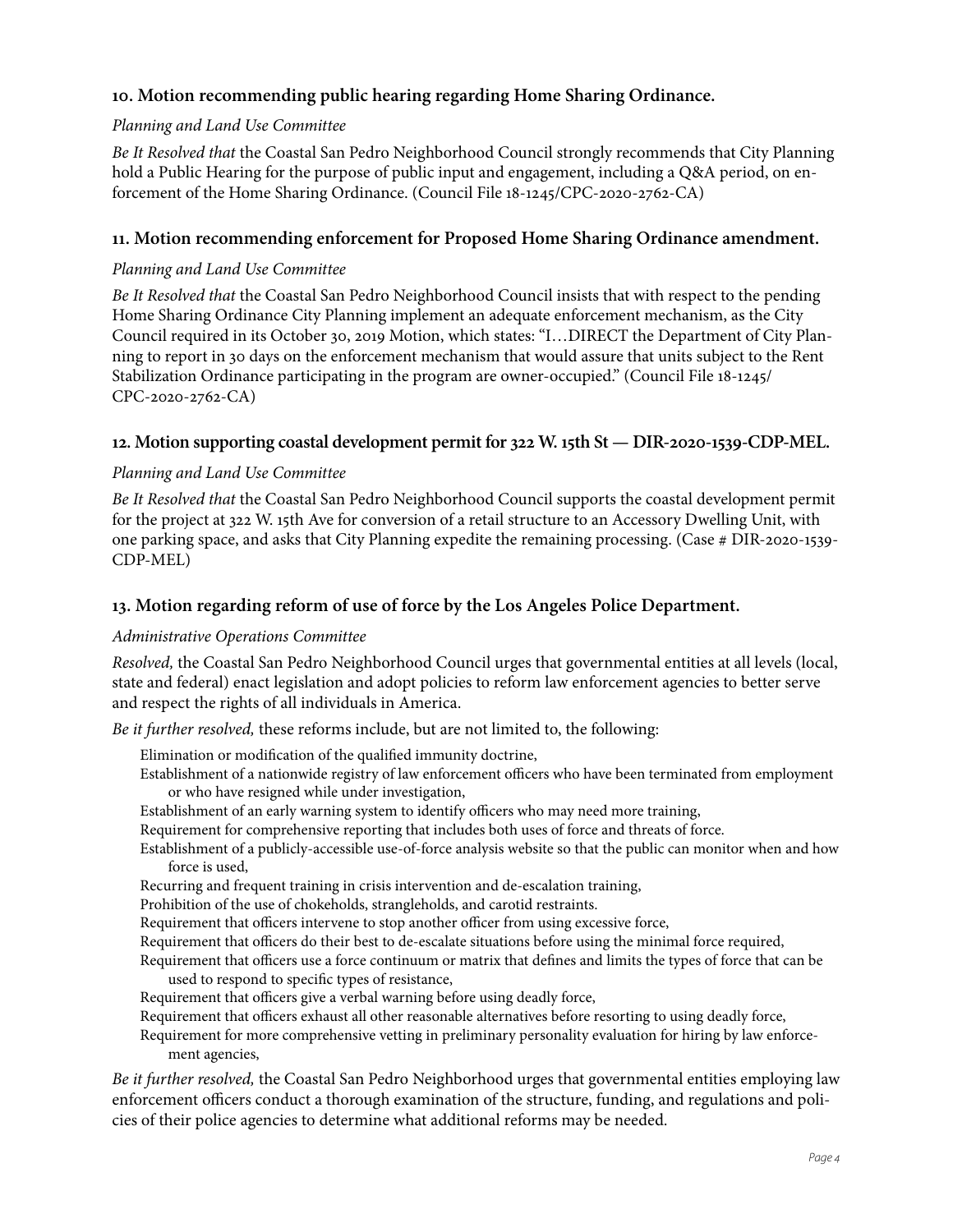### 10. Motion recommending public hearing regarding Home Sharing Ordinance.

*Planning and Land Use Committee*

*Be It Resolved that* the Coastal San Pedro Neighborhood Council strongly recommends that City Planning hold a Public Hearing for the purpose of public input and engagement, including a Q&A period, on enforcement of the Home Sharing Ordinance. (Council File 18-1245/CPC-2020-2762-CA)

### 11. Motion recommending enforcement for Proposed Home Sharing Ordinance amendment.

*Planning and Land Use Committee*

*Be It Resolved that* the Coastal San Pedro Neighborhood Council insists that with respect to the pending Home Sharing Ordinance City Planning implement an adequate enforcement mechanism, as the City Council required in its October 30, 2019 Motion, which states: "I…DIRECT the Department of City Planning to report in 30 days on the enforcement mechanism that would assure that units subject to the Rent Stabilization Ordinance participating in the program are owner-occupied." (Council File 18-1245/ CPC-2020-2762-CA)

### 12. Motion supporting coastal development permit for 322 W. 15th St — DIR-2020-1539-CDP-MEL.

*Planning and Land Use Committee*

*Be It Resolved that* the Coastal San Pedro Neighborhood Council supports the coastal development permit for the project at 322 W. 15th Ave for conversion of a retail structure to an Accessory Dwelling Unit, with one parking space, and asks that City Planning expedite the remaining processing. (Case # DIR-2020-1539-CDP-MEL)

### 13. Motion regarding reform of use of force by the Los Angeles Police Department.

*Administrative Operations Committee*

*Resolved,* the Coastal San Pedro Neighborhood Council urges that governmental entities at all levels (local, state and federal) enact legislation and adopt policies to reform law enforcement agencies to better serve and respect the rights of all individuals in America.

*Be it further resolved,* these reforms include, but are not limited to, the following:

- Elimination or modification of the qualified immunity doctrine,
- Establishment of a nationwide registry of law enforcement officers who have been terminated from employment or who have resigned while under investigation,
- Establishment of an early warning system to identify officers who may need more training,
- Requirement for comprehensive reporting that includes both uses of force and threats of force.
- Establishment of a publicly-accessible use-of-force analysis website so that the public can monitor when and how force is used,
- Recurring and frequent training in crisis intervention and de-escalation training,
- Prohibition of the use of chokeholds, strangleholds, and carotid restraints.
- Requirement that officers intervene to stop another officer from using excessive force,
- Requirement that officers do their best to de-escalate situations before using the minimal force required,
- Requirement that officers use a force continuum or matrix that defines and limits the types of force that can be used to respond to specific types of resistance,
- Requirement that officers give a verbal warning before using deadly force,
- Requirement that officers exhaust all other reasonable alternatives before resorting to using deadly force,
- Requirement for more comprehensive vetting in preliminary personality evaluation for hiring by law enforcement agencies,

*Be it further resolved,* the Coastal San Pedro Neighborhood urges that governmental entities employing law enforcement officers conduct a thorough examination of the structure, funding, and regulations and policies of their police agencies to determine what additional reforms may be needed.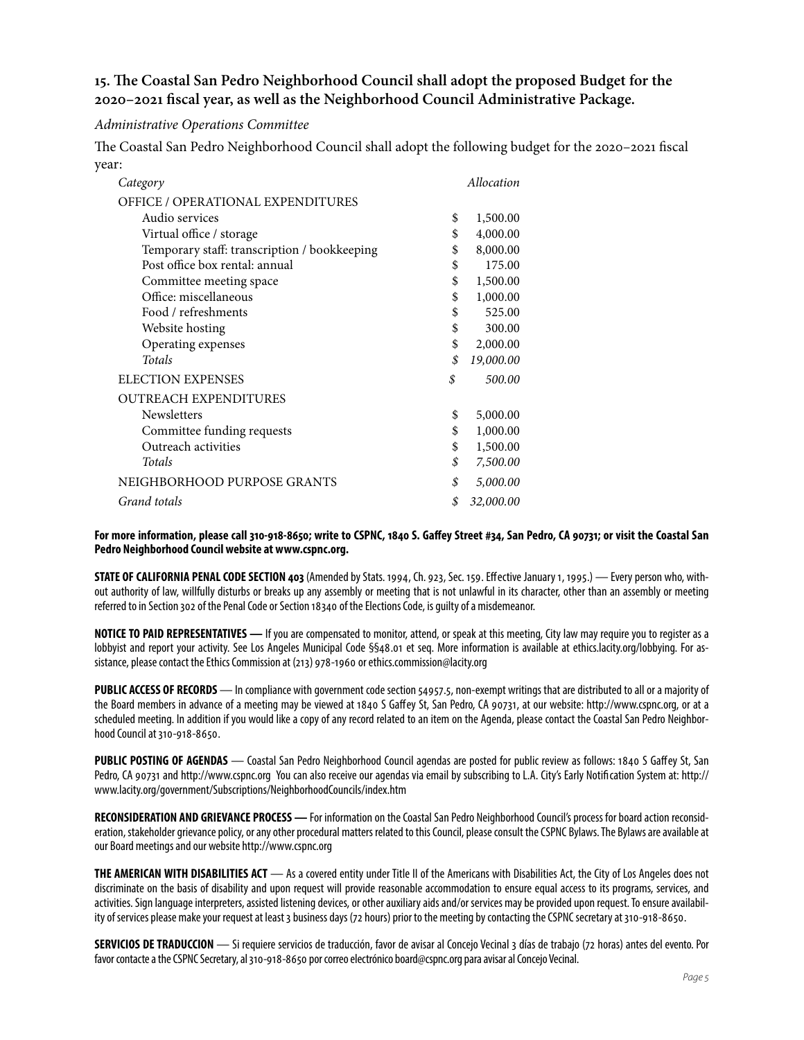### 15. The Coastal San Pedro Neighborhood Council shall adopt the proposed Budget for the 2020–2021 fiscal year, as well as the Neighborhood Council Administrative Package.

*Administrative Operations Committee*

The Coastal San Pedro Neighborhood Council shall adopt the following budget for the 2020–2021 fiscal year:

| *Category* | | *Allocation* |
|---|---|---|
| OFFICE / OPERATIONAL EXPENDITURES | | |
| Audio services | $ | 1,500.00 |
| Virtual office / storage | $ | 4,000.00 |
| Temporary staff: transcription / bookkeeping | $ | 8,000.00 |
| Post office box rental: annual | $ | 175.00 |
| Committee meeting space | $ | 1,500.00 |
| Office: miscellaneous | $ | 1,000.00 |
| Food / refreshments | $ | 525.00 |
| Website hosting | $ | 300.00 |
| Operating expenses | $ | 2,000.00 |
| *Totals* | *$* | *19,000.00* |
| ELECTION EXPENSES | *$* | *500.00* |
| OUTREACH EXPENDITURES | | |
| Newsletters | $ | 5,000.00 |
| Committee funding requests | $ | 1,000.00 |
| Outreach activities | $ | 1,500.00 |
| *Totals* | *$* | *7,500.00* |
| NEIGHBORHOOD PURPOSE GRANTS | *$* | *5,000.00* |
| *Grand totals* | *$* | *32,000.00* |

**For more information, please call 310-918-8650; write to CSPNC, 1840 S. Gaffey Street #34, San Pedro, CA 90731; or visit the Coastal San Pedro Neighborhood Council website at www.cspnc.org.**

**STATE OF CALIFORNIA PENAL CODE SECTION 403** (Amended by Stats. 1994, Ch. 923, Sec. 159. Effective January 1, 1995.) — Every person who, without authority of law, willfully disturbs or breaks up any assembly or meeting that is not unlawful in its character, other than an assembly or meeting referred to in Section 302 of the Penal Code or Section 18340 of the Elections Code, is guilty of a misdemeanor.

**NOTICE TO PAID REPRESENTATIVES —** If you are compensated to monitor, attend, or speak at this meeting, City law may require you to register as a lobbyist and report your activity. See Los Angeles Municipal Code §§48.01 et seq. More information is available at ethics.lacity.org/lobbying. For assistance, please contact the Ethics Commission at (213) 978-1960 or ethics.commission@lacity.org

**PUBLIC ACCESS OF RECORDS** — In compliance with government code section 54957.5, non-exempt writings that are distributed to all or a majority of the Board members in advance of a meeting may be viewed at 1840 S Gaffey St, San Pedro, CA 90731, at our website: http://www.cspnc.org, or at a scheduled meeting. In addition if you would like a copy of any record related to an item on the Agenda, please contact the Coastal San Pedro Neighborhood Council at 310-918-8650.

**PUBLIC POSTING OF AGENDAS** — Coastal San Pedro Neighborhood Council agendas are posted for public review as follows: 1840 S Gaffey St, San Pedro, CA 90731 and http://www.cspnc.org You can also receive our agendas via email by subscribing to L.A. City's Early Notification System at: http://www.lacity.org/government/Subscriptions/NeighborhoodCouncils/index.htm

**RECONSIDERATION AND GRIEVANCE PROCESS —** For information on the Coastal San Pedro Neighborhood Council's process for board action reconsideration, stakeholder grievance policy, or any other procedural matters related to this Council, please consult the CSPNC Bylaws. The Bylaws are available at our Board meetings and our website http://www.cspnc.org

**THE AMERICAN WITH DISABILITIES ACT** — As a covered entity under Title II of the Americans with Disabilities Act, the City of Los Angeles does not discriminate on the basis of disability and upon request will provide reasonable accommodation to ensure equal access to its programs, services, and activities. Sign language interpreters, assisted listening devices, or other auxiliary aids and/or services may be provided upon request. To ensure availability of services please make your request at least 3 business days (72 hours) prior to the meeting by contacting the CSPNC secretary at 310-918-8650.

**SERVICIOS DE TRADUCCION** — Si requiere servicios de traducción, favor de avisar al Concejo Vecinal 3 días de trabajo (72 horas) antes del evento. Por favor contacte a the CSPNC Secretary, al 310-918-8650 por correo electrónico board@cspnc.org para avisar al Concejo Vecinal.